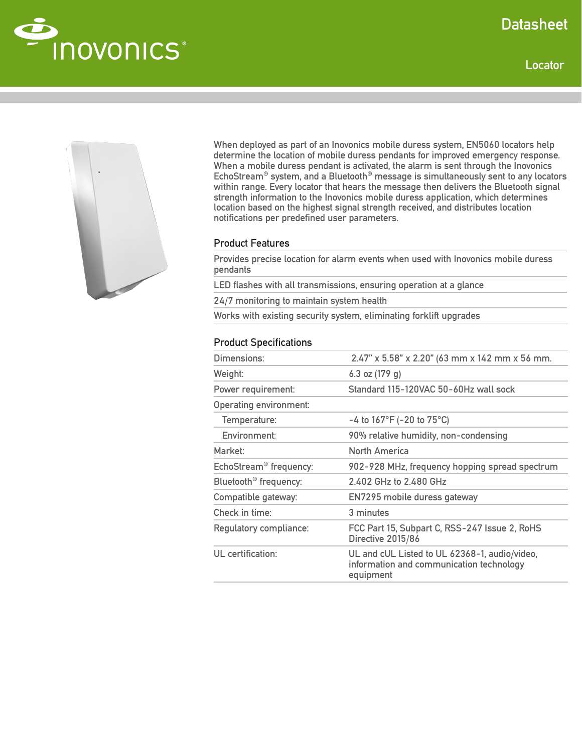# Datasheet

## Locator

When deployed as part of an Inovonics mobile duress system, EN5060 locators help determine the location of mobile duress pendants for improved emergency response. When a mobile duress pendant is activated, the alarm is sent through the Inovonics EchoStream® system, and a Bluetooth® message is simultaneously sent to any locators within range. Every locator that hears the message then delivers the Bluetooth signal strength information to the Inovonics mobile duress application, which determines location based on the highest signal strength received, and distributes location notifications per predefined user parameters.

### Product Features

- Provides precise location for alarm events when used with Inovonics mobile duress pendants
- LED flashes with all transmissions, ensuring operation at a glance
- 24/7 monitoring to maintain system health
- Works with existing security system, eliminating forklift upgrades

### Product Specifications

| | |
|---|---|
| Dimensions: | 2.47" x 5.58" x 2.20" (63 mm x 142 mm x 56 mm. |
| Weight: | 6.3 oz (179 g) |
| Power requirement: | Standard 115-120VAC 50-60Hz wall sock |
| Operating environment: | |
| Temperature: | -4 to 167°F (-20 to 75°C) |
| Environment: | 90% relative humidity, non-condensing |
| Market: | North America |
| EchoStream® frequency: | 902-928 MHz, frequency hopping spread spectrum |
| Bluetooth® frequency: | 2.402 GHz to 2.480 GHz |
| Compatible gateway: | EN7295 mobile duress gateway |
| Check in time: | 3 minutes |
| Regulatory compliance: | FCC Part 15, Subpart C, RSS-247 Issue 2, RoHS Directive 2015/86 |
| UL certification: | UL and cUL Listed to UL 62368-1, audio/video, information and communication technology equipment |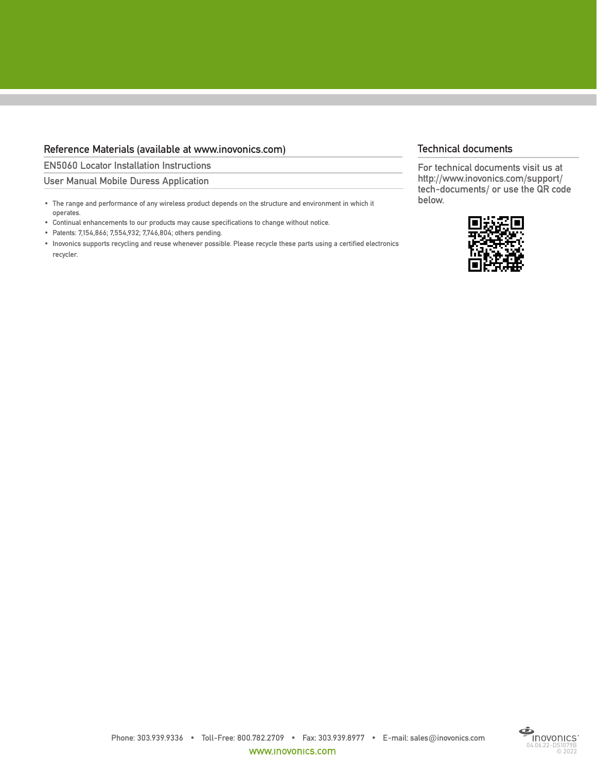## Reference Materials (available at www.inovonics.com)

EN5060 Locator Installation Instructions

User Manual Mobile Duress Application

- The range and performance of any wireless product depends on the structure and environment in which it operates.
- Continual enhancements to our products may cause specifications to change without notice.
- Patents: 7,154,866; 7,554,932; 7,746,804; others pending.
- Inovonics supports recycling and reuse whenever possible. Please recycle these parts using a certified electronics recycler.

## Technical documents

For technical documents visit us at http://www.inovonics.com/support/tech-documents/ or use the QR code below.

Phone: 303.939.9336 • Toll-Free: 800.782.2709 • Fax: 303.939.8977 • E-mail: sales@inovonics.com

www.inovonics.com

04.06.22-DS1079B
© 2022